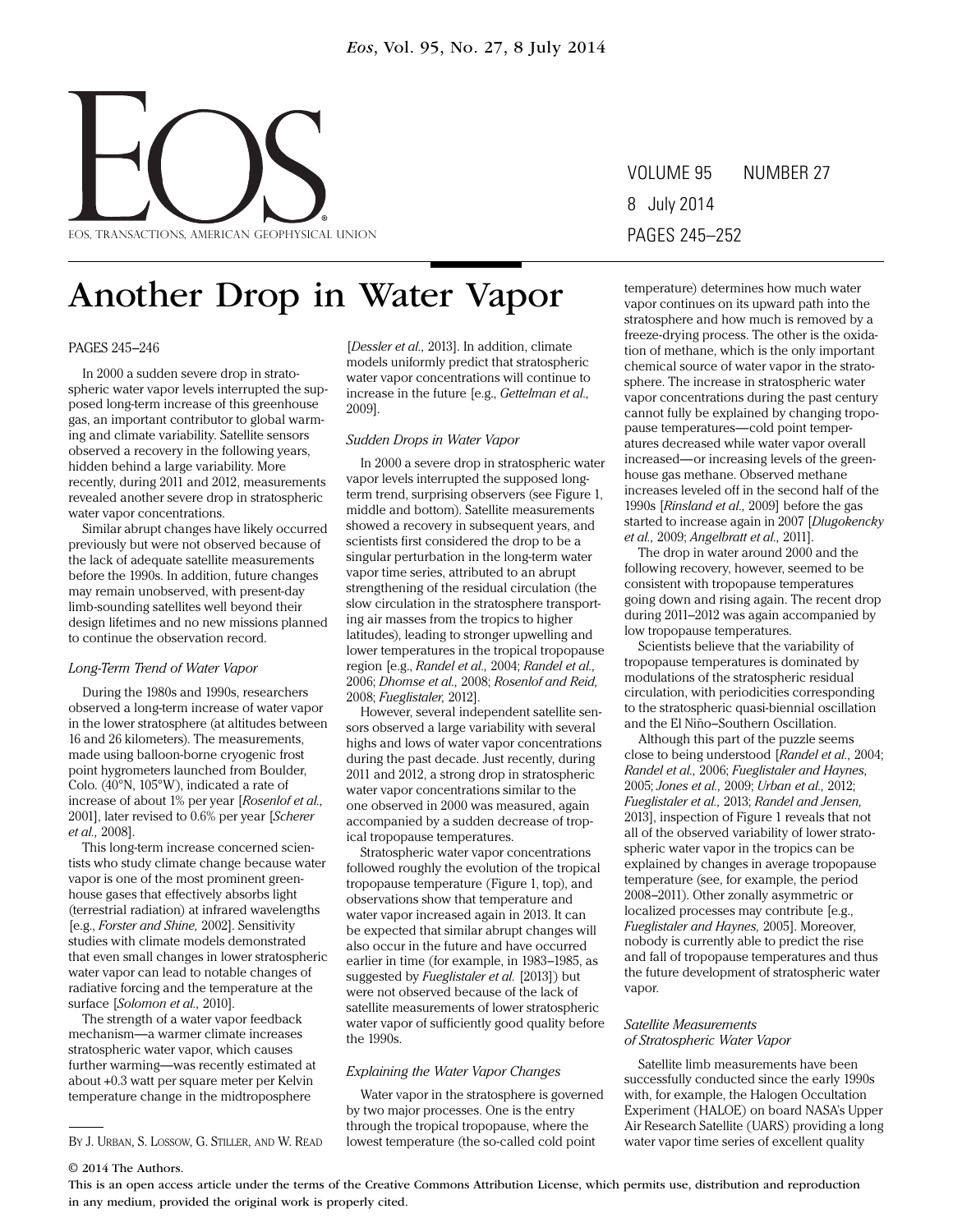# Another Drop in Water Vapor

PAGES 245–246

In 2000 a sudden severe drop in stratospheric water vapor levels interrupted the supposed long-term increase of this greenhouse gas, an important contributor to global warming and climate variability. Satellite sensors observed a recovery in the following years, hidden behind a large variability. More recently, during 2011 and 2012, measurements revealed another severe drop in stratospheric water vapor concentrations.

Similar abrupt changes have likely occurred previously but were not observed because of the lack of adequate satellite measurements before the 1990s. In addition, future changes may remain unobserved, with present-day limb-sounding satellites well beyond their design lifetimes and no new missions planned to continue the observation record.

### *Long-Term Trend of Water Vapor*

During the 1980s and 1990s, researchers observed a long-term increase of water vapor in the lower stratosphere (at altitudes between 16 and 26 kilometers). The measurements, made using balloon-borne cryogenic frost point hygrometers launched from Boulder, Colo. (40°N, 105°W), indicated a rate of increase of about 1% per year [*Rosenlof et al.,* 2001], later revised to 0.6% per year [*Scherer et al.,* 2008].

This long-term increase concerned scientists who study climate change because water vapor is one of the most prominent greenhouse gases that effectively absorbs light (terrestrial radiation) at infrared wavelengths [e.g., *Forster and Shine,* 2002]. Sensitivity studies with climate models demonstrated that even small changes in lower stratospheric water vapor can lead to notable changes of radiative forcing and the temperature at the surface [*Solomon et al.,* 2010].

The strength of a water vapor feedback mechanism—a warmer climate increases stratospheric water vapor, which causes further warming—was recently estimated at about +0.3 watt per square meter per Kelvin temperature change in the midtroposphere [*Dessler et al.,* 2013]. In addition, climate models uniformly predict that stratospheric water vapor concentrations will continue to increase in the future [e.g., *Gettelman et al.,* 2009].

### *Sudden Drops in Water Vapor*

In 2000 a severe drop in stratospheric water vapor levels interrupted the supposed long-term trend, surprising observers (see Figure 1, middle and bottom). Satellite measurements showed a recovery in subsequent years, and scientists first considered the drop to be a singular perturbation in the long-term water vapor time series, attributed to an abrupt strengthening of the residual circulation (the slow circulation in the stratosphere transporting air masses from the tropics to higher latitudes), leading to stronger upwelling and lower temperatures in the tropical tropopause region [e.g., *Randel et al.,* 2004; *Randel et al.,* 2006; *Dhomse et al.,* 2008; *Rosenlof and Reid,* 2008; *Fueglistaler,* 2012].

However, several independent satellite sensors observed a large variability with several highs and lows of water vapor concentrations during the past decade. Just recently, during 2011 and 2012, a strong drop in stratospheric water vapor concentrations similar to the one observed in 2000 was measured, again accompanied by a sudden decrease of tropical tropopause temperatures.

Stratospheric water vapor concentrations followed roughly the evolution of the tropical tropopause temperature (Figure 1, top), and observations show that temperature and water vapor increased again in 2013. It can be expected that similar abrupt changes will also occur in the future and have occurred earlier in time (for example, in 1983–1985, as suggested by *Fueglistaler et al.* [2013]) but were not observed because of the lack of satellite measurements of lower stratospheric water vapor of sufficiently good quality before the 1990s.

### *Explaining the Water Vapor Changes*

Water vapor in the stratosphere is governed by two major processes. One is the entry through the tropical tropopause, where the lowest temperature (the so-called cold point temperature) determines how much water vapor continues on its upward path into the stratosphere and how much is removed by a freeze-drying process. The other is the oxidation of methane, which is the only important chemical source of water vapor in the stratosphere. The increase in stratospheric water vapor concentrations during the past century cannot fully be explained by changing tropopause temperatures—cold point temperatures decreased while water vapor overall increased—or increasing levels of the greenhouse gas methane. Observed methane increases leveled off in the second half of the 1990s [*Rinsland et al.,* 2009] before the gas started to increase again in 2007 [*Dlugokencky et al.,* 2009; *Angelbratt et al.,* 2011].

The drop in water around 2000 and the following recovery, however, seemed to be consistent with tropopause temperatures going down and rising again. The recent drop during 2011–2012 was again accompanied by low tropopause temperatures.

Scientists believe that the variability of tropopause temperatures is dominated by modulations of the stratospheric residual circulation, with periodicities corresponding to the stratospheric quasi-biennial oscillation and the El Niño–Southern Oscillation.

Although this part of the puzzle seems close to being understood [*Randel et al.,* 2004; *Randel et al.,* 2006; *Fueglistaler and Haynes,* 2005; *Jones et al.,* 2009; *Urban et al.,* 2012; *Fueglistaler et al.,* 2013; *Randel and Jensen,* 2013], inspection of Figure 1 reveals that not all of the observed variability of lower stratospheric water vapor in the tropics can be explained by changes in average tropopause temperature (see, for example, the period 2008–2011). Other zonally asymmetric or localized processes may contribute [e.g., *Fueglistaler and Haynes,* 2005]. Moreover, nobody is currently able to predict the rise and fall of tropopause temperatures and thus the future development of stratospheric water vapor.

### *Satellite Measurements of Stratospheric Water Vapor*

Satellite limb measurements have been successfully conducted since the early 1990s with, for example, the Halogen Occultation Experiment (HALOE) on board NASA's Upper Air Research Satellite (UARS) providing a long water vapor time series of excellent quality

BY J. URBAN, S. LOSSOW, G. STILLER, AND W. READ

© 2014 The Authors.
This is an open access article under the terms of the Creative Commons Attribution License, which permits use, distribution and reproduction in any medium, provided the original work is properly cited.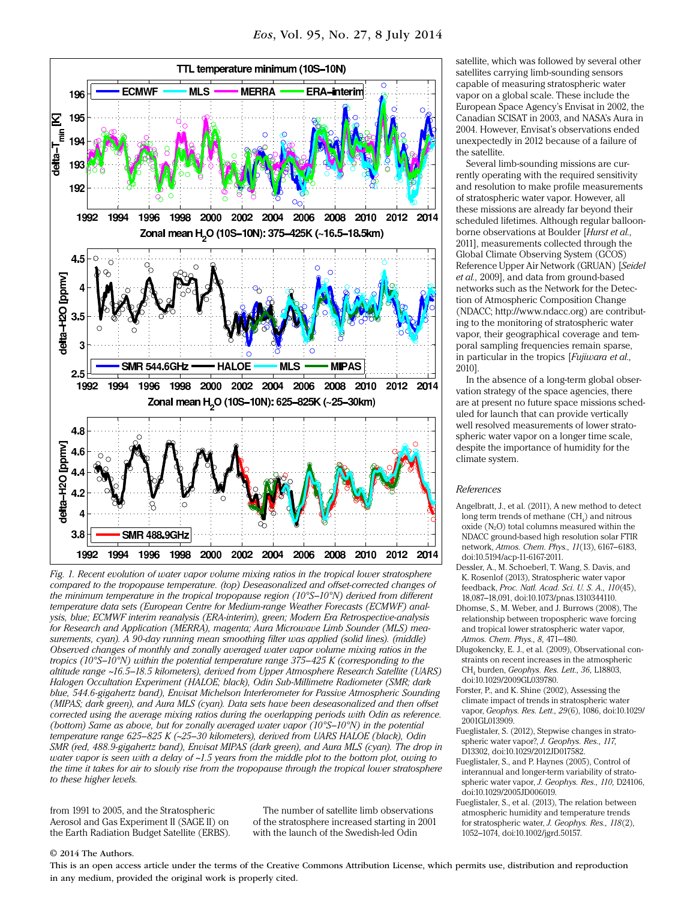*Fig. 1. Recent evolution of water vapor volume mixing ratios in the tropical lower stratosphere compared to the tropopause temperature. (top) Deseasonalized and offset-corrected changes of the minimum temperature in the tropical tropopause region (10°S–10°N) derived from different temperature data sets (European Centre for Medium-range Weather Forecasts (ECMWF) analysis, blue; ECMWF interim reanalysis (ERA-interim), green; Modern Era Retrospective-analysis for Research and Application (MERRA), magenta; Aura Microwave Limb Sounder (MLS) measurements, cyan). A 90-day running mean smoothing filter was applied (solid lines). (middle) Observed changes of monthly and zonally averaged water vapor volume mixing ratios in the tropics (10°S–10°N) within the potential temperature range 375–425 K (corresponding to the altitude range ~16.5–18.5 kilometers), derived from Upper Atmosphere Research Satellite (UARS) Halogen Occultation Experiment (HALOE; black), Odin Sub-Millimetre Radiometer (SMR; dark blue, 544.6-gigahertz band), Envisat Michelson Interferometer for Passive Atmospheric Sounding (MIPAS; dark green), and Aura MLS (cyan). Data sets have been deseasonalized and then offset corrected using the average mixing ratios during the overlapping periods with Odin as reference. (bottom) Same as above, but for zonally averaged water vapor (10°S–10°N) in the potential temperature range 625–825 K (~25–30 kilometers), derived from UARS HALOE (black), Odin SMR (red, 488.9-gigahertz band), Envisat MIPAS (dark green), and Aura MLS (cyan). The drop in water vapor is seen with a delay of ~1.5 years from the middle plot to the bottom plot, owing to the time it takes for air to slowly rise from the tropopause through the tropical lower stratosphere to these higher levels.*

from 1991 to 2005, and the Stratospheric Aerosol and Gas Experiment II (SAGE II) on the Earth Radiation Budget Satellite (ERBS).

The number of satellite limb observations of the stratosphere increased starting in 2001 with the launch of the Swedish-led Odin satellite, which was followed by several other satellites carrying limb-sounding sensors capable of measuring stratospheric water vapor on a global scale. These include the European Space Agency's Envisat in 2002, the Canadian SCISAT in 2003, and NASA's Aura in 2004. However, Envisat's observations ended unexpectedly in 2012 because of a failure of the satellite.

Several limb-sounding missions are currently operating with the required sensitivity and resolution to make profile measurements of stratospheric water vapor. However, all these missions are already far beyond their scheduled lifetimes. Although regular balloon-borne observations at Boulder [*Hurst et al.*, 2011], measurements collected through the Global Climate Observing System (GCOS) Reference Upper Air Network (GRUAN) [*Seidel et al.*, 2009], and data from ground-based networks such as the Network for the Detection of Atmospheric Composition Change (NDACC; http://www.ndacc.org) are contributing to the monitoring of stratospheric water vapor, their geographical coverage and temporal sampling frequencies remain sparse, in particular in the tropics [*Fujiwara et al.*, 2010].

In the absence of a long-term global observation strategy of the space agencies, there are at present no future space missions scheduled for launch that can provide vertically well resolved measurements of lower stratospheric water vapor on a longer time scale, despite the importance of humidity for the climate system.

### References

Angelbratt, J., et al. (2011), A new method to detect long term trends of methane ($CH_4$) and nitrous oxide ($N_2O$) total columns measured within the NDACC ground-based high resolution solar FTIR network, *Atmos. Chem. Phys., 11*(13), 6167–6183, doi:10.5194/acp-11-6167-2011.

Dessler, A., M. Schoeberl, T. Wang, S. Davis, and K. Rosenlof (2013), Stratospheric water vapor feedback, *Proc. Natl. Acad. Sci. U. S. A., 110*(45), 18,087–18,091, doi:10.1073/pnas.1310344110.

Dhomse, S., M. Weber, and J. Burrows (2008), The relationship between tropospheric wave forcing and tropical lower stratospheric water vapor, *Atmos. Chem. Phys., 8*, 471–480.

Dlugokencky, E. J., et al. (2009), Observational constraints on recent increases in the atmospheric $CH_4$ burden, *Geophys. Res. Lett., 36*, L18803, doi:10.1029/2009GL039780.

Forster, P., and K. Shine (2002), Assessing the climate impact of trends in stratospheric water vapor, *Geophys. Res. Lett., 29*(6), 1086, doi:10.1029/2001GL013909.

Fueglistaler, S. (2012), Stepwise changes in stratospheric water vapor?, *J. Geophys. Res., 117*, D13302, doi:10.1029/2012JD017582.

Fueglistaler, S., and P. Haynes (2005), Control of interannual and longer-term variability of stratospheric water vapor, *J. Geophys. Res., 110*, D24106, doi:10.1029/2005JD006019.

Fueglistaler, S., et al. (2013), The relation between atmospheric humidity and temperature trends for stratospheric water, *J. Geophys. Res., 118*(2), 1052–1074, doi:10.1002/jgrd.50157.

© 2014 The Authors.

This is an open access article under the terms of the Creative Commons Attribution License, which permits use, distribution and reproduction in any medium, provided the original work is properly cited.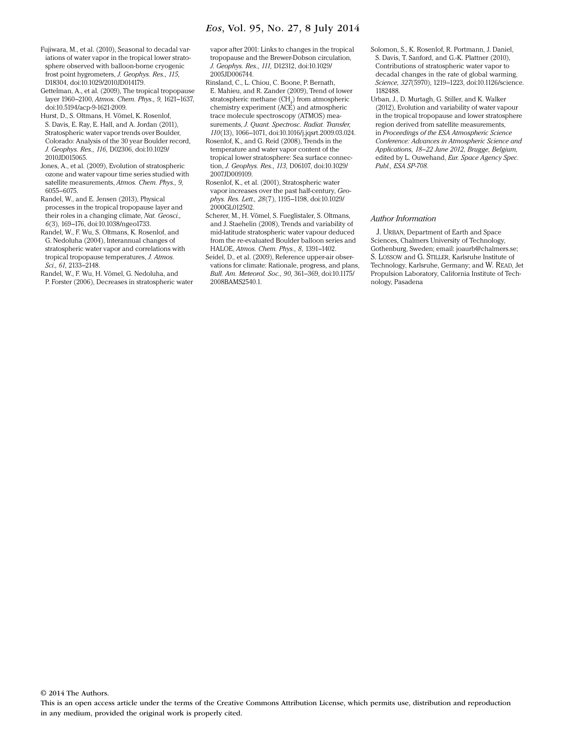Fujiwara, M., et al. (2010), Seasonal to decadal variations of water vapor in the tropical lower stratosphere observed with balloon-borne cryogenic frost point hygrometers, *J. Geophys. Res., 115,* D18304, doi:10.1029/2010JD014179.

Gettelman, A., et al. (2009), The tropical tropopause layer 1960–2100, *Atmos. Chem. Phys., 9,* 1621–1637, doi:10.5194/acp-9-1621-2009.

Hurst, D., S. Oltmans, H. Vömel, K. Rosenlof, S. Davis, E. Ray, E. Hall, and A. Jordan (2011), Stratospheric water vapor trends over Boulder, Colorado: Analysis of the 30 year Boulder record, *J. Geophys. Res., 116,* D02306, doi:10.1029/2010JD015065.

Jones, A., et al. (2009), Evolution of stratospheric ozone and water vapour time series studied with satellite measurements, *Atmos. Chem. Phys., 9,* 6055–6075.

Randel, W., and E. Jensen (2013), Physical processes in the tropical tropopause layer and their roles in a changing climate, *Nat. Geosci., 6*(3), 169–176, doi:10.1038/ngeo1733.

Randel, W., F. Wu, S. Oltmans, K. Rosenlof, and G. Nedoluha (2004), Interannual changes of stratospheric water vapor and correlations with tropical tropopause temperatures, *J. Atmos. Sci., 61,* 2133–2148.

Randel, W., F. Wu, H. Vömel, G. Nedoluha, and P. Forster (2006), Decreases in stratospheric water vapor after 2001: Links to changes in the tropical tropopause and the Brewer-Dobson circulation, *J. Geophys. Res., 111,* D12312, doi:10.1029/2005JD006744.

Rinsland, C., L. Chiou, C. Boone, P. Bernath, E. Mahieu, and R. Zander (2009), Trend of lower stratospheric methane ($CH_4$) from atmospheric chemistry experiment (ACE) and atmospheric trace molecule spectroscopy (ATMOS) measurements, *J. Quant. Spectrosc. Radiat. Transfer, 110*(13), 1066–1071, doi:10.1016/j.jqsrt.2009.03.024.

Rosenlof, K., and G. Reid (2008), Trends in the temperature and water vapor content of the tropical lower stratosphere: Sea surface connection, *J. Geophys. Res., 113,* D06107, doi:10.1029/2007JD009109.

Rosenlof, K., et al. (2001), Stratospheric water vapor increases over the past half-century, *Geophys. Res. Lett., 28*(7), 1195–1198, doi:10.1029/2000GL012502.

Scherer, M., H. Vömel, S. Fueglistaler, S. Oltmans, and J. Staehelin (2008), Trends and variability of mid-latitude stratospheric water vapour deduced from the re-evaluated Boulder balloon series and HALOE, *Atmos. Chem. Phys., 8,* 1391–1402.

Seidel, D., et al. (2009), Reference upper-air observations for climate: Rationale, progress, and plans, *Bull. Am. Meteorol. Soc., 90,* 361–369, doi:10.1175/2008BAMS2540.1.

Solomon, S., K. Rosenlof, R. Portmann, J. Daniel, S. Davis, T. Sanford, and G.-K. Plattner (2010), Contributions of stratospheric water vapor to decadal changes in the rate of global warming, *Science, 327*(5970), 1219–1223, doi:10.1126/science.1182488.

Urban, J., D. Murtagh, G. Stiller, and K. Walker (2012), Evolution and variability of water vapour in the tropical tropopause and lower stratosphere region derived from satellite measurements, in *Proceedings of the ESA Atmospheric Science Conference: Advances in Atmospheric Science and Applications, 18–22 June 2012, Brugge, Belgium,* edited by L. Ouwehand, *Eur. Space Agency Spec. Publ., ESA SP-708.*

## Author Information

J. Urban, Department of Earth and Space Sciences, Chalmers University of Technology, Gothenburg, Sweden; email: joaurb@chalmers.se; S. Lossow and G. Stiller, Karlsruhe Institute of Technology, Karlsruhe, Germany; and W. Read, Jet Propulsion Laboratory, California Institute of Technology, Pasadena

© 2014 The Authors.
This is an open access article under the terms of the Creative Commons Attribution License, which permits use, distribution and reproduction in any medium, provided the original work is properly cited.